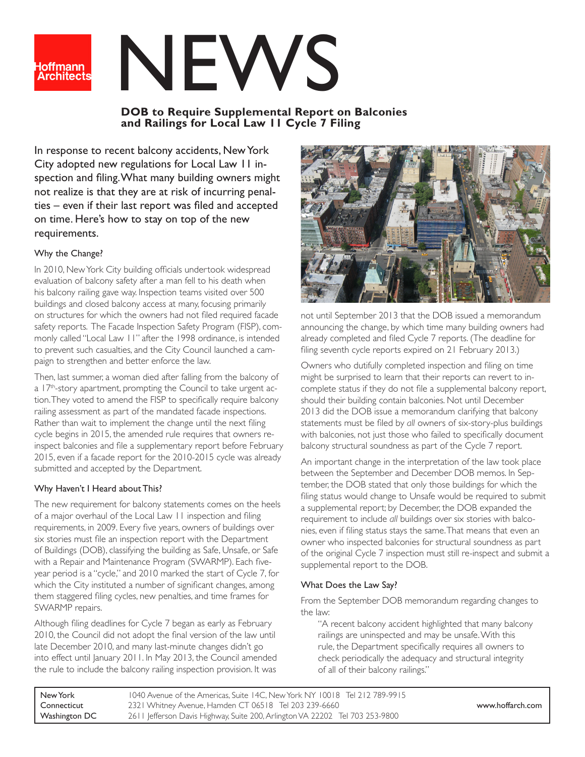# NEWS

## DOB to Require Supplemental Report on Balconies and Railings for Local Law 11 Cycle 7 Filing

In response to recent balcony accidents, New York City adopted new regulations for Local Law 11 inspection and filing. What many building owners might not realize is that they are at risk of incurring penalties – even if their last report was filed and accepted on time. Here's how to stay on top of the new requirements.

### Why the Change?

In 2010, New York City building officials undertook widespread evaluation of balcony safety after a man fell to his death when his balcony railing gave way. Inspection teams visited over 500 buildings and closed balcony access at many, focusing primarily on structures for which the owners had not filed required facade safety reports. The Facade Inspection Safety Program (FISP), commonly called "Local Law 11" after the 1998 ordinance, is intended to prevent such casualties, and the City Council launched a campaign to strengthen and better enforce the law.

Then, last summer, a woman died after falling from the balcony of a 17th-story apartment, prompting the Council to take urgent action. They voted to amend the FISP to specifically require balcony railing assessment as part of the mandated facade inspections. Rather than wait to implement the change until the next filing cycle begins in 2015, the amended rule requires that owners reinspect balconies and file a supplementary report before February 2015, even if a facade report for the 2010-2015 cycle was already submitted and accepted by the Department.

### Why Haven't I Heard about This?

The new requirement for balcony statements comes on the heels of a major overhaul of the Local Law 11 inspection and filing requirements, in 2009. Every five years, owners of buildings over six stories must file an inspection report with the Department of Buildings (DOB), classifying the building as Safe, Unsafe, or Safe with a Repair and Maintenance Program (SWARMP). Each five-year period is a "cycle," and 2010 marked the start of Cycle 7, for which the City instituted a number of significant changes, among them staggered filing cycles, new penalties, and time frames for SWARMP repairs.

Although filing deadlines for Cycle 7 began as early as February 2010, the Council did not adopt the final version of the law until late December 2010, and many last-minute changes didn't go into effect until January 2011. In May 2013, the Council amended the rule to include the balcony railing inspection provision. It was not until September 2013 that the DOB issued a memorandum announcing the change, by which time many building owners had already completed and filed Cycle 7 reports. (The deadline for filing seventh cycle reports expired on 21 February 2013.)

Owners who dutifully completed inspection and filing on time might be surprised to learn that their reports can revert to incomplete status if they do not file a supplemental balcony report, should their building contain balconies. Not until December 2013 did the DOB issue a memorandum clarifying that balcony statements must be filed by *all* owners of six-story-plus buildings with balconies, not just those who failed to specifically document balcony structural soundness as part of the Cycle 7 report.

An important change in the interpretation of the law took place between the September and December DOB memos. In September, the DOB stated that only those buildings for which the filing status would change to Unsafe would be required to submit a supplemental report; by December, the DOB expanded the requirement to include *all* buildings over six stories with balconies, even if filing status stays the same. That means that even an owner who inspected balconies for structural soundness as part of the original Cycle 7 inspection must still re-inspect and submit a supplemental report to the DOB.

### What Does the Law Say?

From the September DOB memorandum regarding changes to the law:

> "A recent balcony accident highlighted that many balcony railings are uninspected and may be unsafe. With this rule, the Department specifically requires all owners to check periodically the adequacy and structural integrity of all of their balcony railings."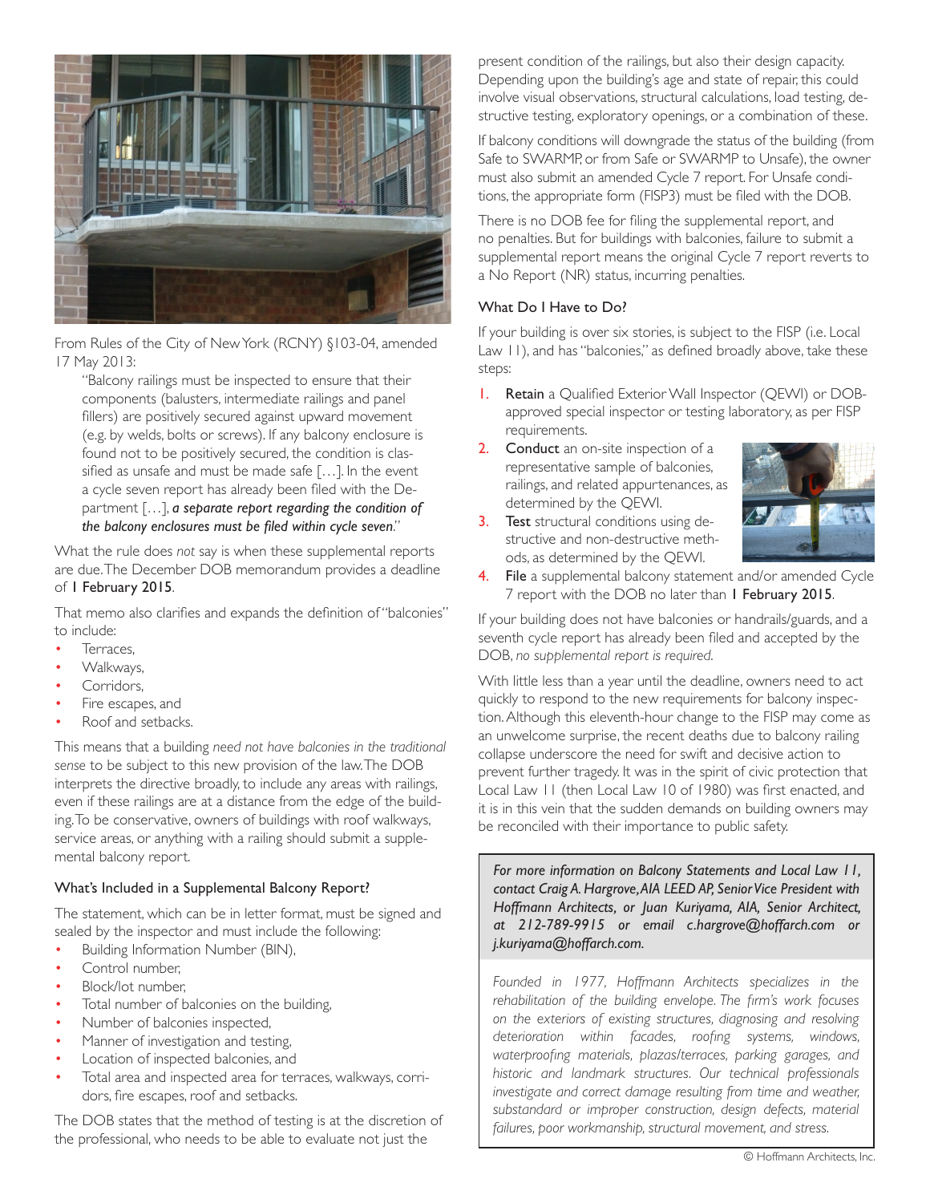From Rules of the City of New York (RCNY) §103-04, amended 17 May 2013:

> "Balcony railings must be inspected to ensure that their components (balusters, intermediate railings and panel fillers) are positively secured against upward movement (e.g. by welds, bolts or screws). If any balcony enclosure is found not to be positively secured, the condition is classified as unsafe and must be made safe […]. In the event a cycle seven report has already been filed with the Department […], ***a separate report regarding the condition of the balcony enclosures must be filed within cycle seven.***"

What the rule does *not* say is when these supplemental reports are due. The December DOB memorandum provides a deadline of **1 February 2015**.

That memo also clarifies and expands the definition of "balconies" to include:

- Terraces,
- Walkways,
- Corridors,
- Fire escapes, and
- Roof and setbacks.

This means that a building *need not have balconies in the traditional sense* to be subject to this new provision of the law. The DOB interprets the directive broadly, to include any areas with railings, even if these railings are at a distance from the edge of the building. To be conservative, owners of buildings with roof walkways, service areas, or anything with a railing should submit a supplemental balcony report.

### What's Included in a Supplemental Balcony Report?

The statement, which can be in letter format, must be signed and sealed by the inspector and must include the following:

- Building Information Number (BIN),
- Control number,
- Block/lot number,
- Total number of balconies on the building,
- Number of balconies inspected,
- Manner of investigation and testing,
- Location of inspected balconies, and
- Total area and inspected area for terraces, walkways, corridors, fire escapes, roof and setbacks.

The DOB states that the method of testing is at the discretion of the professional, who needs to be able to evaluate not just the present condition of the railings, but also their design capacity. Depending upon the building's age and state of repair, this could involve visual observations, structural calculations, load testing, destructive testing, exploratory openings, or a combination of these.

If balcony conditions will downgrade the status of the building (from Safe to SWARMP, or from Safe or SWARMP to Unsafe), the owner must also submit an amended Cycle 7 report. For Unsafe conditions, the appropriate form (FISP3) must be filed with the DOB.

There is no DOB fee for filing the supplemental report, and no penalties. But for buildings with balconies, failure to submit a supplemental report means the original Cycle 7 report reverts to a No Report (NR) status, incurring penalties.

### What Do I Have to Do?

If your building is over six stories, is subject to the FISP (i.e. Local Law 11), and has "balconies," as defined broadly above, take these steps:

1. **Retain** a Qualified Exterior Wall Inspector (QEWI) or DOB-approved special inspector or testing laboratory, as per FISP requirements.
2. **Conduct** an on-site inspection of a representative sample of balconies, railings, and related appurtenances, as determined by the QEWI.
3. **Test** structural conditions using destructive and non-destructive methods, as determined by the QEWI.
4. **File** a supplemental balcony statement and/or amended Cycle 7 report with the DOB no later than **1 February 2015**.

If your building does not have balconies or handrails/guards, and a seventh cycle report has already been filed and accepted by the DOB, *no supplemental report is required.*

With little less than a year until the deadline, owners need to act quickly to respond to the new requirements for balcony inspection. Although this eleventh-hour change to the FISP may come as an unwelcome surprise, the recent deaths due to balcony railing collapse underscore the need for swift and decisive action to prevent further tragedy. It was in the spirit of civic protection that Local Law 11 (then Local Law 10 of 1980) was first enacted, and it is in this vein that the sudden demands on building owners may be reconciled with their importance to public safety.

***For more information on Balcony Statements and Local Law 11, contact Craig A. Hargrove, AIA LEED AP, Senior Vice President with Hoffmann Architects, or Juan Kuriyama, AIA, Senior Architect, at 212-789-9915 or email c.hargrove@hoffarch.com or j.kuriyama@hoffarch.com.***

*Founded in 1977, Hoffmann Architects specializes in the rehabilitation of the building envelope. The firm's work focuses on the exteriors of existing structures, diagnosing and resolving deterioration within facades, roofing systems, windows, waterproofing materials, plazas/terraces, parking garages, and historic and landmark structures. Our technical professionals investigate and correct damage resulting from time and weather, substandard or improper construction, design defects, material failures, poor workmanship, structural movement, and stress.*

© Hoffmann Architects, Inc.